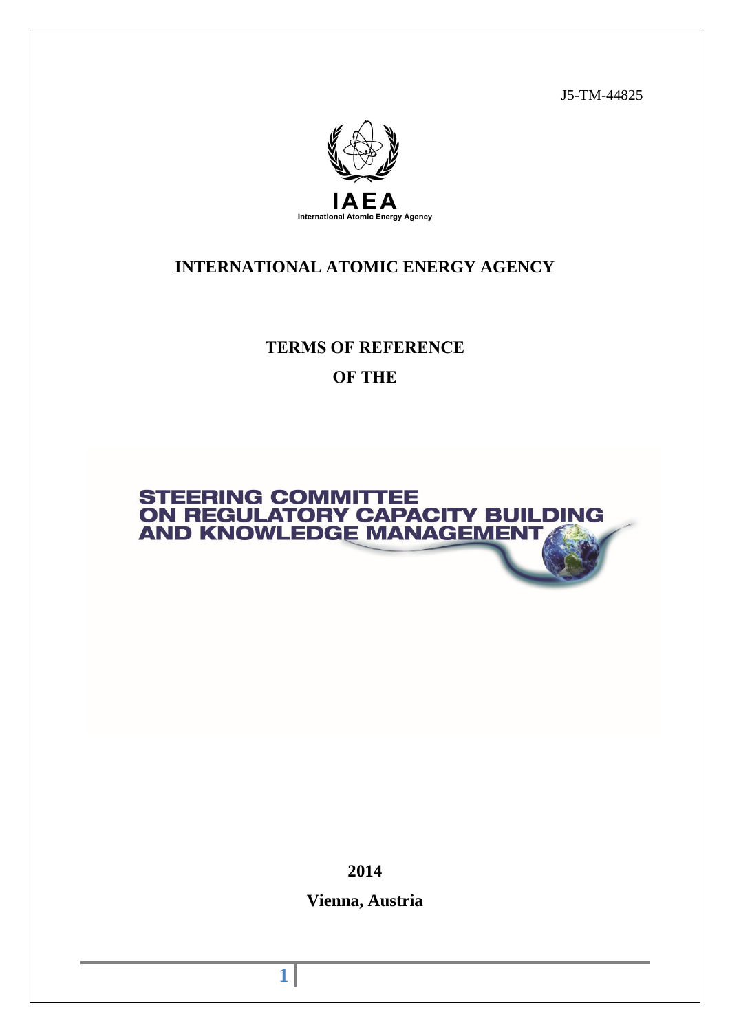J5-TM-44825

IAEA

International Atomic Energy Agency

# INTERNATIONAL ATOMIC ENERGY AGENCY

## TERMS OF REFERENCE

## OF THE

## STEERING COMMITTEE ON REGULATORY CAPACITY BUILDING AND KNOWLEDGE MANAGEMENT

**2014**

**Vienna, Austria**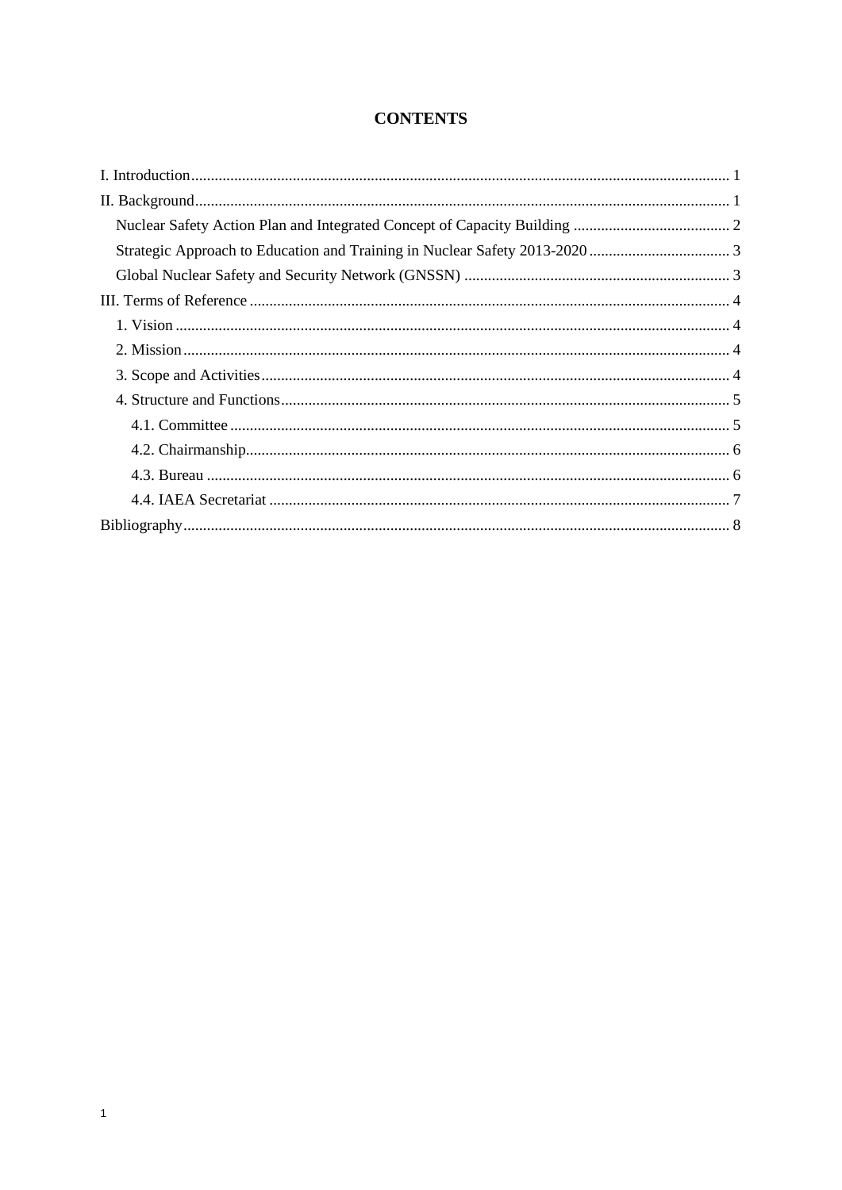# CONTENTS

- I. Introduction ........ 1
- II. Background ........ 1
  - Nuclear Safety Action Plan and Integrated Concept of Capacity Building ........ 2
  - Strategic Approach to Education and Training in Nuclear Safety 2013-2020 ........ 3
  - Global Nuclear Safety and Security Network (GNSSN) ........ 3
- III. Terms of Reference ........ 4
  - 1. Vision ........ 4
  - 2. Mission ........ 4
  - 3. Scope and Activities ........ 4
  - 4. Structure and Functions ........ 5
    - 4.1. Committee ........ 5
    - 4.2. Chairmanship ........ 6
    - 4.3. Bureau ........ 6
    - 4.4. IAEA Secretariat ........ 7
- Bibliography ........ 8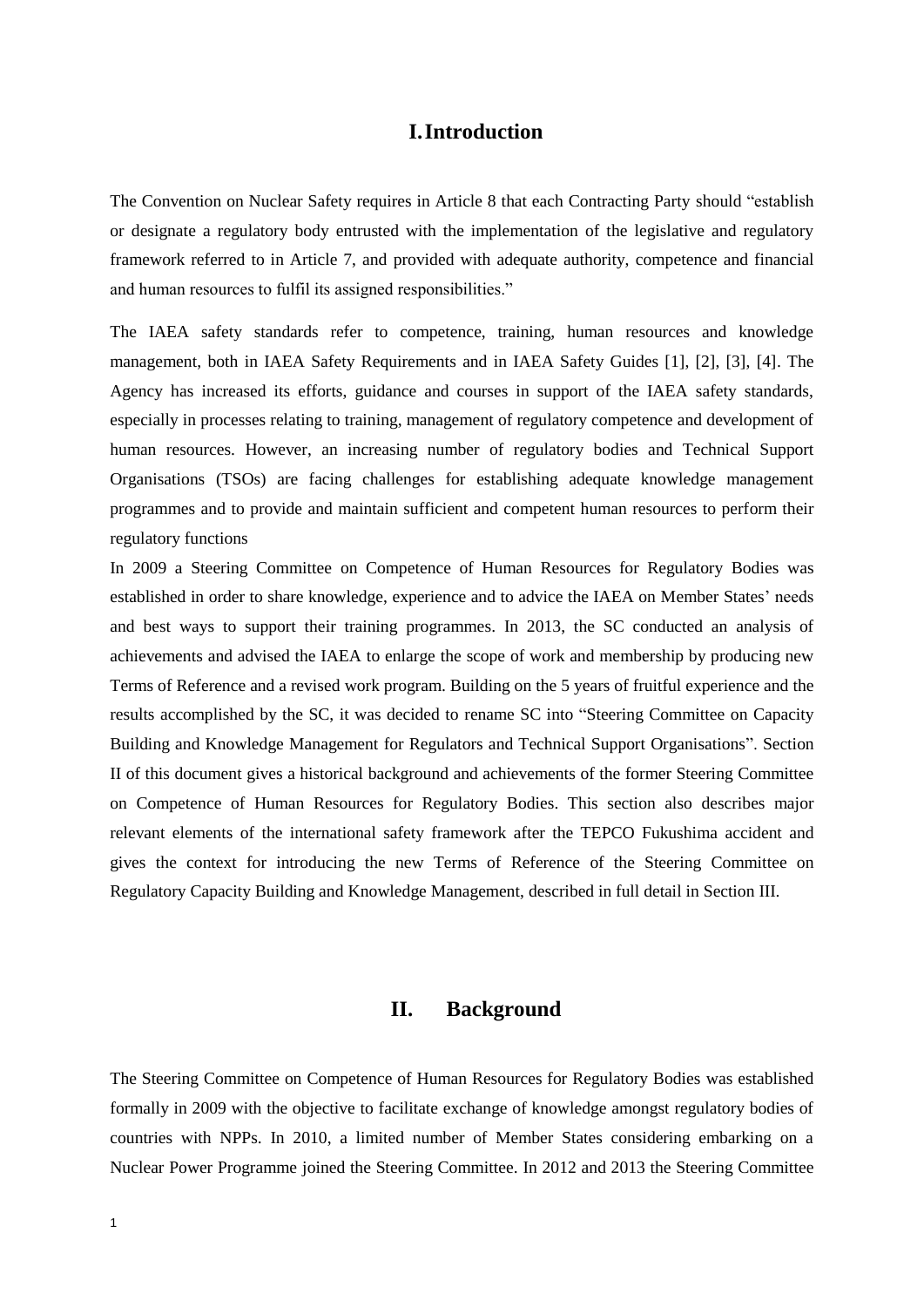# I. Introduction

The Convention on Nuclear Safety requires in Article 8 that each Contracting Party should "establish or designate a regulatory body entrusted with the implementation of the legislative and regulatory framework referred to in Article 7, and provided with adequate authority, competence and financial and human resources to fulfil its assigned responsibilities."

The IAEA safety standards refer to competence, training, human resources and knowledge management, both in IAEA Safety Requirements and in IAEA Safety Guides [1], [2], [3], [4]. The Agency has increased its efforts, guidance and courses in support of the IAEA safety standards, especially in processes relating to training, management of regulatory competence and development of human resources. However, an increasing number of regulatory bodies and Technical Support Organisations (TSOs) are facing challenges for establishing adequate knowledge management programmes and to provide and maintain sufficient and competent human resources to perform their regulatory functions

In 2009 a Steering Committee on Competence of Human Resources for Regulatory Bodies was established in order to share knowledge, experience and to advice the IAEA on Member States' needs and best ways to support their training programmes. In 2013, the SC conducted an analysis of achievements and advised the IAEA to enlarge the scope of work and membership by producing new Terms of Reference and a revised work program. Building on the 5 years of fruitful experience and the results accomplished by the SC, it was decided to rename SC into "Steering Committee on Capacity Building and Knowledge Management for Regulators and Technical Support Organisations". Section II of this document gives a historical background and achievements of the former Steering Committee on Competence of Human Resources for Regulatory Bodies. This section also describes major relevant elements of the international safety framework after the TEPCO Fukushima accident and gives the context for introducing the new Terms of Reference of the Steering Committee on Regulatory Capacity Building and Knowledge Management, described in full detail in Section III.

# II. Background

The Steering Committee on Competence of Human Resources for Regulatory Bodies was established formally in 2009 with the objective to facilitate exchange of knowledge amongst regulatory bodies of countries with NPPs. In 2010, a limited number of Member States considering embarking on a Nuclear Power Programme joined the Steering Committee. In 2012 and 2013 the Steering Committee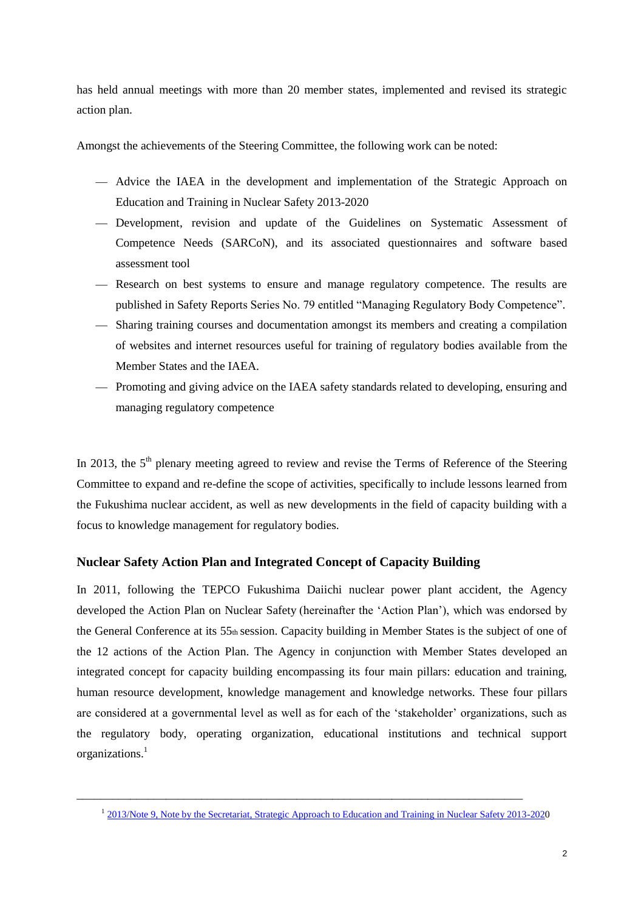has held annual meetings with more than 20 member states, implemented and revised its strategic action plan.

Amongst the achievements of the Steering Committee, the following work can be noted:

- Advice the IAEA in the development and implementation of the Strategic Approach on Education and Training in Nuclear Safety 2013-2020
- Development, revision and update of the Guidelines on Systematic Assessment of Competence Needs (SARCoN), and its associated questionnaires and software based assessment tool
- Research on best systems to ensure and manage regulatory competence. The results are published in Safety Reports Series No. 79 entitled "Managing Regulatory Body Competence".
- Sharing training courses and documentation amongst its members and creating a compilation of websites and internet resources useful for training of regulatory bodies available from the Member States and the IAEA.
- Promoting and giving advice on the IAEA safety standards related to developing, ensuring and managing regulatory competence

In 2013, the 5th plenary meeting agreed to review and revise the Terms of Reference of the Steering Committee to expand and re-define the scope of activities, specifically to include lessons learned from the Fukushima nuclear accident, as well as new developments in the field of capacity building with a focus to knowledge management for regulatory bodies.

### Nuclear Safety Action Plan and Integrated Concept of Capacity Building

In 2011, following the TEPCO Fukushima Daiichi nuclear power plant accident, the Agency developed the Action Plan on Nuclear Safety (hereinafter the 'Action Plan'), which was endorsed by the General Conference at its 55th session. Capacity building in Member States is the subject of one of the 12 actions of the Action Plan. The Agency in conjunction with Member States developed an integrated concept for capacity building encompassing its four main pillars: education and training, human resource development, knowledge management and knowledge networks. These four pillars are considered at a governmental level as well as for each of the 'stakeholder' organizations, such as the regulatory body, operating organization, educational institutions and technical support organizations.[1]

---

[1] 2013/Note 9, Note by the Secretariat, Strategic Approach to Education and Training in Nuclear Safety 2013-2020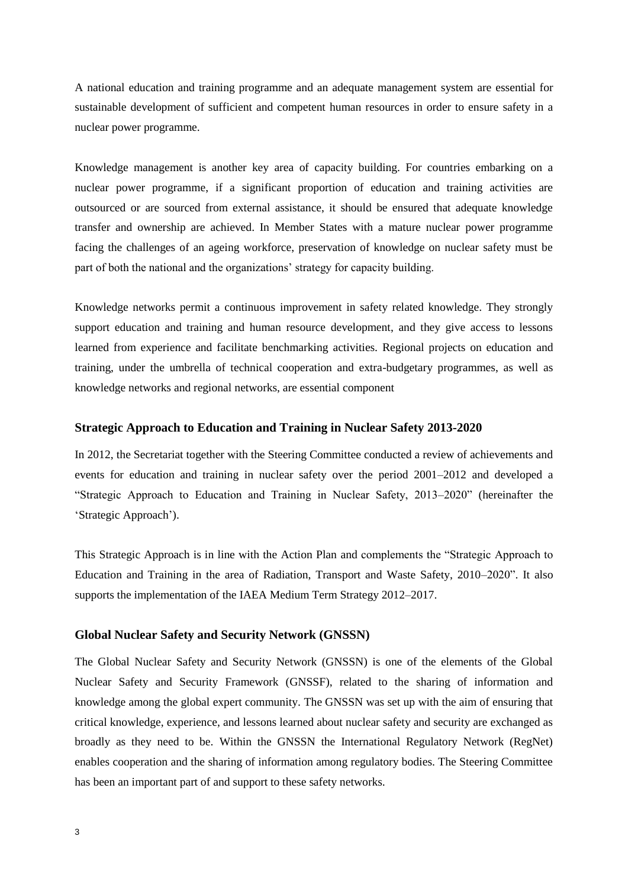A national education and training programme and an adequate management system are essential for sustainable development of sufficient and competent human resources in order to ensure safety in a nuclear power programme.

Knowledge management is another key area of capacity building. For countries embarking on a nuclear power programme, if a significant proportion of education and training activities are outsourced or are sourced from external assistance, it should be ensured that adequate knowledge transfer and ownership are achieved. In Member States with a mature nuclear power programme facing the challenges of an ageing workforce, preservation of knowledge on nuclear safety must be part of both the national and the organizations' strategy for capacity building.

Knowledge networks permit a continuous improvement in safety related knowledge. They strongly support education and training and human resource development, and they give access to lessons learned from experience and facilitate benchmarking activities. Regional projects on education and training, under the umbrella of technical cooperation and extra-budgetary programmes, as well as knowledge networks and regional networks, are essential component

## Strategic Approach to Education and Training in Nuclear Safety 2013-2020

In 2012, the Secretariat together with the Steering Committee conducted a review of achievements and events for education and training in nuclear safety over the period 2001–2012 and developed a "Strategic Approach to Education and Training in Nuclear Safety, 2013–2020" (hereinafter the 'Strategic Approach').

This Strategic Approach is in line with the Action Plan and complements the "Strategic Approach to Education and Training in the area of Radiation, Transport and Waste Safety, 2010–2020". It also supports the implementation of the IAEA Medium Term Strategy 2012–2017.

## Global Nuclear Safety and Security Network (GNSSN)

The Global Nuclear Safety and Security Network (GNSSN) is one of the elements of the Global Nuclear Safety and Security Framework (GNSSF), related to the sharing of information and knowledge among the global expert community. The GNSSN was set up with the aim of ensuring that critical knowledge, experience, and lessons learned about nuclear safety and security are exchanged as broadly as they need to be. Within the GNSSN the International Regulatory Network (RegNet) enables cooperation and the sharing of information among regulatory bodies. The Steering Committee has been an important part of and support to these safety networks.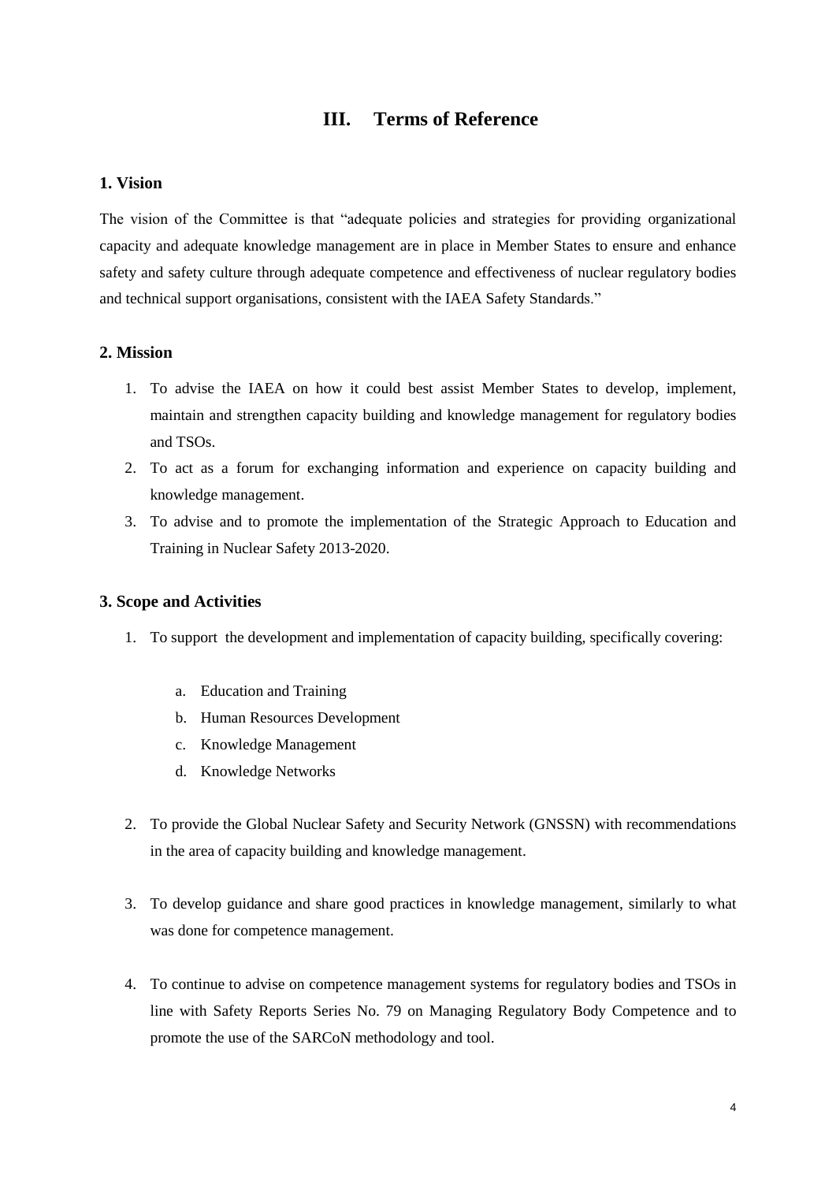# III. Terms of Reference

## 1. Vision

The vision of the Committee is that "adequate policies and strategies for providing organizational capacity and adequate knowledge management are in place in Member States to ensure and enhance safety and safety culture through adequate competence and effectiveness of nuclear regulatory bodies and technical support organisations, consistent with the IAEA Safety Standards."

## 2. Mission

1. To advise the IAEA on how it could best assist Member States to develop, implement, maintain and strengthen capacity building and knowledge management for regulatory bodies and TSOs.
2. To act as a forum for exchanging information and experience on capacity building and knowledge management.
3. To advise and to promote the implementation of the Strategic Approach to Education and Training in Nuclear Safety 2013-2020.

## 3. Scope and Activities

1. To support the development and implementation of capacity building, specifically covering:
    a. Education and Training
    b. Human Resources Development
    c. Knowledge Management
    d. Knowledge Networks

2. To provide the Global Nuclear Safety and Security Network (GNSSN) with recommendations in the area of capacity building and knowledge management.

3. To develop guidance and share good practices in knowledge management, similarly to what was done for competence management.

4. To continue to advise on competence management systems for regulatory bodies and TSOs in line with Safety Reports Series No. 79 on Managing Regulatory Body Competence and to promote the use of the SARCoN methodology and tool.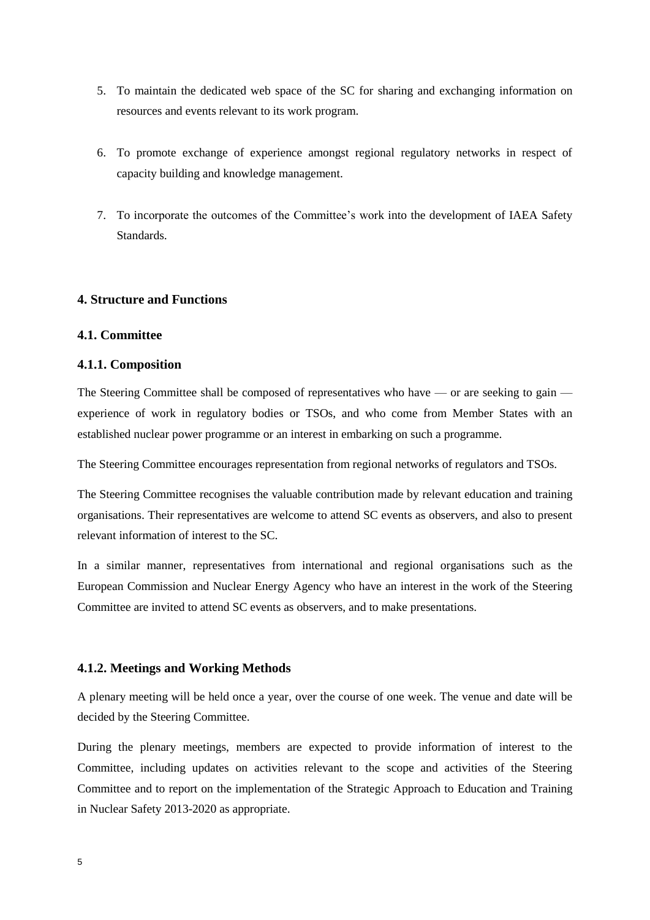5. To maintain the dedicated web space of the SC for sharing and exchanging information on resources and events relevant to its work program.

6. To promote exchange of experience amongst regional regulatory networks in respect of capacity building and knowledge management.

7. To incorporate the outcomes of the Committee's work into the development of IAEA Safety Standards.

## 4. Structure and Functions

### 4.1. Committee

#### 4.1.1. Composition

The Steering Committee shall be composed of representatives who have — or are seeking to gain — experience of work in regulatory bodies or TSOs, and who come from Member States with an established nuclear power programme or an interest in embarking on such a programme.

The Steering Committee encourages representation from regional networks of regulators and TSOs.

The Steering Committee recognises the valuable contribution made by relevant education and training organisations. Their representatives are welcome to attend SC events as observers, and also to present relevant information of interest to the SC.

In a similar manner, representatives from international and regional organisations such as the European Commission and Nuclear Energy Agency who have an interest in the work of the Steering Committee are invited to attend SC events as observers, and to make presentations.

#### 4.1.2. Meetings and Working Methods

A plenary meeting will be held once a year, over the course of one week. The venue and date will be decided by the Steering Committee.

During the plenary meetings, members are expected to provide information of interest to the Committee, including updates on activities relevant to the scope and activities of the Steering Committee and to report on the implementation of the Strategic Approach to Education and Training in Nuclear Safety 2013-2020 as appropriate.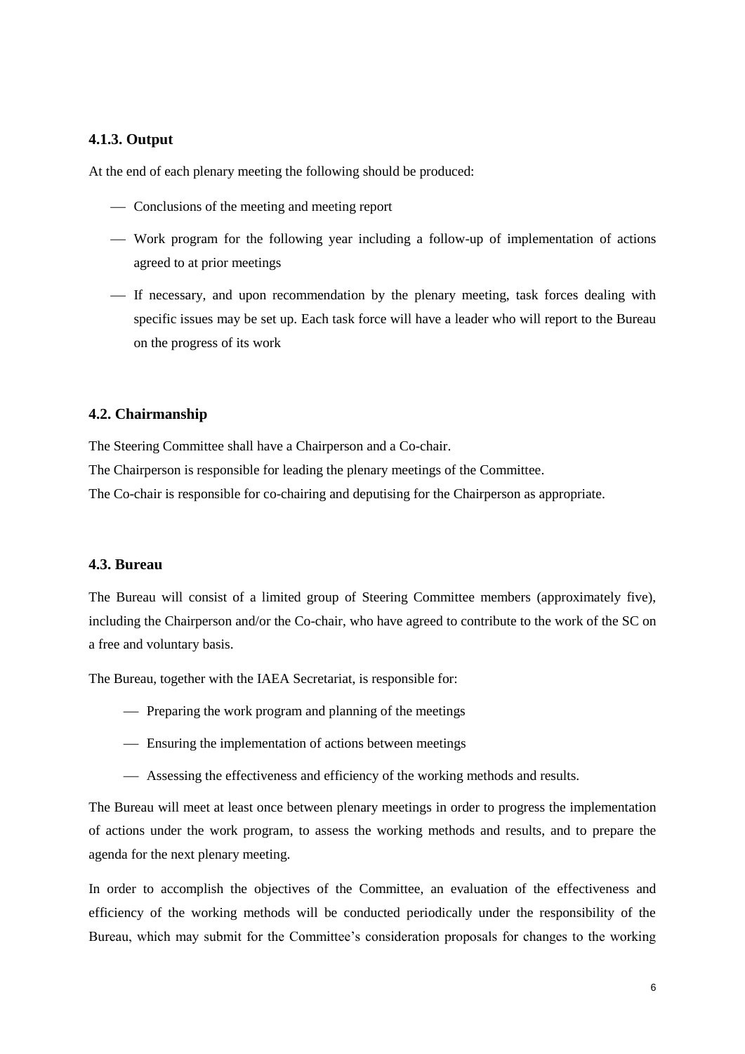### 4.1.3. Output

At the end of each plenary meeting the following should be produced:

- Conclusions of the meeting and meeting report
- Work program for the following year including a follow-up of implementation of actions agreed to at prior meetings
- If necessary, and upon recommendation by the plenary meeting, task forces dealing with specific issues may be set up. Each task force will have a leader who will report to the Bureau on the progress of its work

### 4.2. Chairmanship

The Steering Committee shall have a Chairperson and a Co-chair.

The Chairperson is responsible for leading the plenary meetings of the Committee.

The Co-chair is responsible for co-chairing and deputising for the Chairperson as appropriate.

### 4.3. Bureau

The Bureau will consist of a limited group of Steering Committee members (approximately five), including the Chairperson and/or the Co-chair, who have agreed to contribute to the work of the SC on a free and voluntary basis.

The Bureau, together with the IAEA Secretariat, is responsible for:

- Preparing the work program and planning of the meetings
- Ensuring the implementation of actions between meetings
- Assessing the effectiveness and efficiency of the working methods and results.

The Bureau will meet at least once between plenary meetings in order to progress the implementation of actions under the work program, to assess the working methods and results, and to prepare the agenda for the next plenary meeting.

In order to accomplish the objectives of the Committee, an evaluation of the effectiveness and efficiency of the working methods will be conducted periodically under the responsibility of the Bureau, which may submit for the Committee's consideration proposals for changes to the working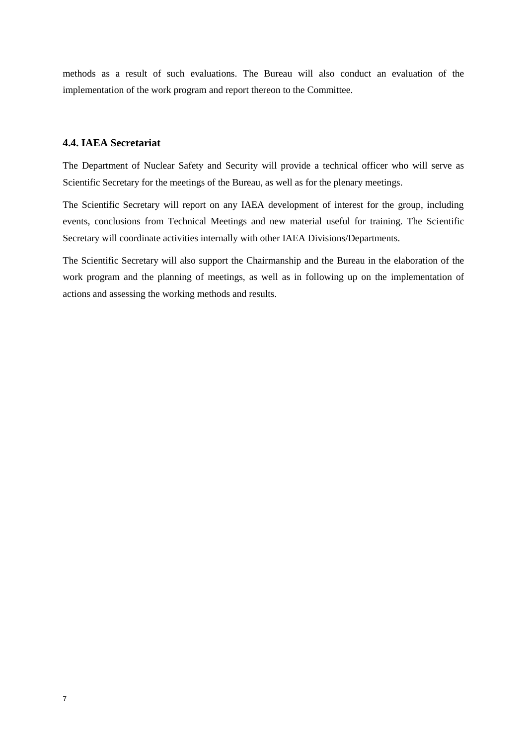methods as a result of such evaluations. The Bureau will also conduct an evaluation of the implementation of the work program and report thereon to the Committee.

### 4.4. IAEA Secretariat

The Department of Nuclear Safety and Security will provide a technical officer who will serve as Scientific Secretary for the meetings of the Bureau, as well as for the plenary meetings.

The Scientific Secretary will report on any IAEA development of interest for the group, including events, conclusions from Technical Meetings and new material useful for training. The Scientific Secretary will coordinate activities internally with other IAEA Divisions/Departments.

The Scientific Secretary will also support the Chairmanship and the Bureau in the elaboration of the work program and the planning of meetings, as well as in following up on the implementation of actions and assessing the working methods and results.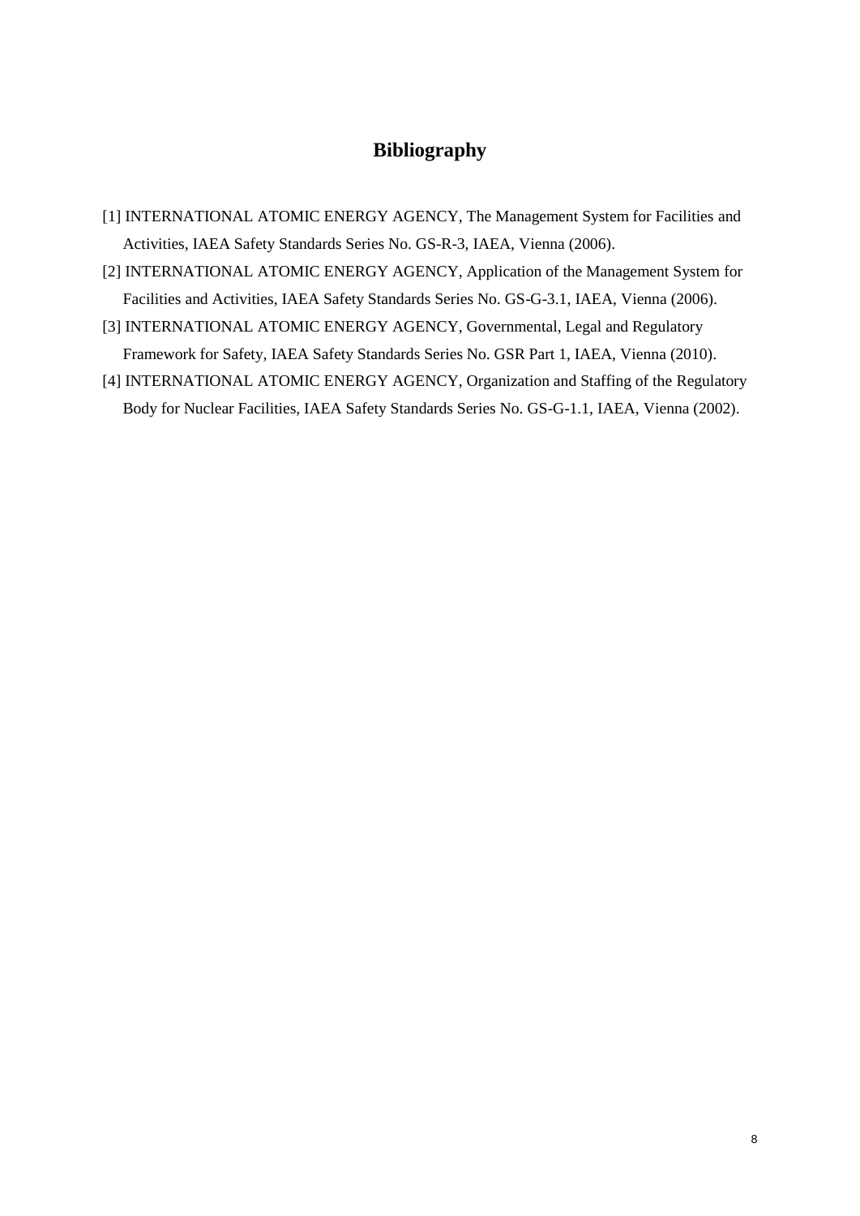# Bibliography

[1] INTERNATIONAL ATOMIC ENERGY AGENCY, The Management System for Facilities and Activities, IAEA Safety Standards Series No. GS-R-3, IAEA, Vienna (2006).

[2] INTERNATIONAL ATOMIC ENERGY AGENCY, Application of the Management System for Facilities and Activities, IAEA Safety Standards Series No. GS-G-3.1, IAEA, Vienna (2006).

[3] INTERNATIONAL ATOMIC ENERGY AGENCY, Governmental, Legal and Regulatory Framework for Safety, IAEA Safety Standards Series No. GSR Part 1, IAEA, Vienna (2010).

[4] INTERNATIONAL ATOMIC ENERGY AGENCY, Organization and Staffing of the Regulatory Body for Nuclear Facilities, IAEA Safety Standards Series No. GS-G-1.1, IAEA, Vienna (2002).